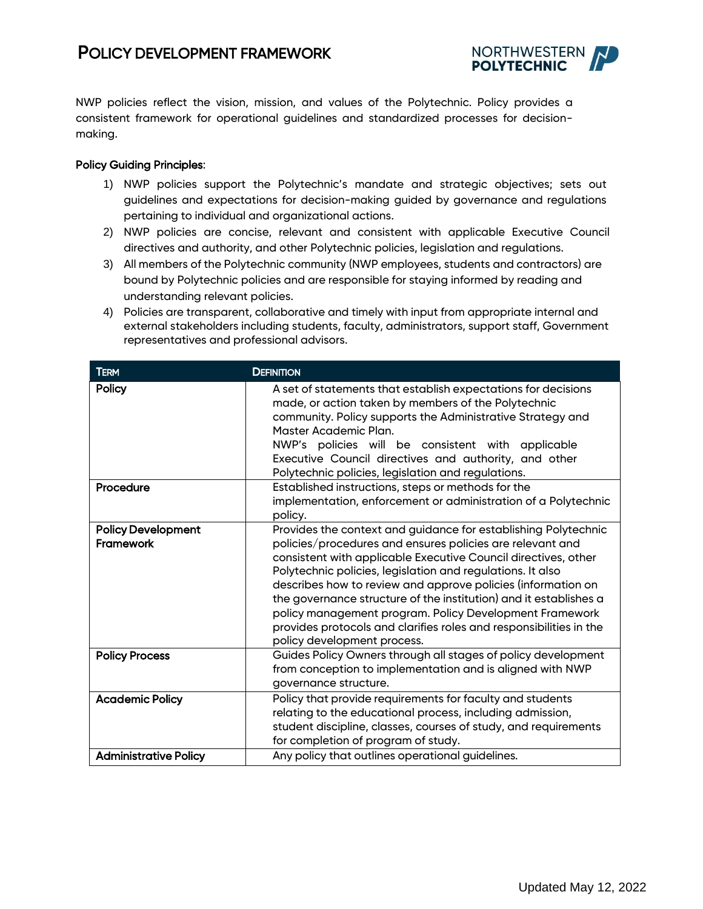# POLICY DEVELOPMENT FRAMEWORK

NWP policies reflect the vision, mission, and values of the Polytechnic. Policy provides a consistent framework for operational guidelines and standardized processes for decision-making.

**Policy Guiding Principles**:

1) NWP policies support the Polytechnic's mandate and strategic objectives; sets out guidelines and expectations for decision-making guided by governance and regulations pertaining to individual and organizational actions.
2) NWP policies are concise, relevant and consistent with applicable Executive Council directives and authority, and other Polytechnic policies, legislation and regulations.
3) All members of the Polytechnic community (NWP employees, students and contractors) are bound by Polytechnic policies and are responsible for staying informed by reading and understanding relevant policies.
4) Policies are transparent, collaborative and timely with input from appropriate internal and external stakeholders including students, faculty, administrators, support staff, Government representatives and professional advisors.

| TERM | DEFINITION |
|---|---|
| **Policy** | A set of statements that establish expectations for decisions made, or action taken by members of the Polytechnic community. Policy supports the Administrative Strategy and Master Academic Plan. NWP's policies will be consistent with applicable Executive Council directives and authority, and other Polytechnic policies, legislation and regulations. |
| **Procedure** | Established instructions, steps or methods for the implementation, enforcement or administration of a Polytechnic policy. |
| **Policy Development Framework** | Provides the context and guidance for establishing Polytechnic policies/procedures and ensures policies are relevant and consistent with applicable Executive Council directives, other Polytechnic policies, legislation and regulations. It also describes how to review and approve policies (information on the governance structure of the institution) and it establishes a policy management program. Policy Development Framework provides protocols and clarifies roles and responsibilities in the policy development process. |
| **Policy Process** | Guides Policy Owners through all stages of policy development from conception to implementation and is aligned with NWP governance structure. |
| **Academic Policy** | Policy that provide requirements for faculty and students relating to the educational process, including admission, student discipline, classes, courses of study, and requirements for completion of program of study. |
| **Administrative Policy** | Any policy that outlines operational guidelines. |

Updated May 12, 2022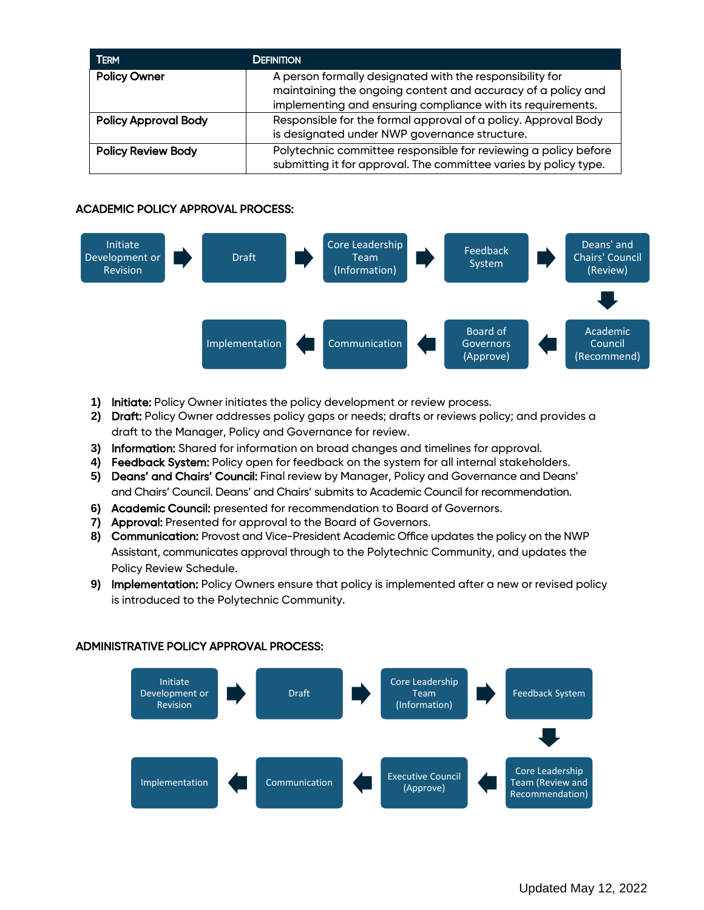| Term | Definition |
| --- | --- |
| **Policy Owner** | A person formally designated with the responsibility for maintaining the ongoing content and accuracy of a policy and implementing and ensuring compliance with its requirements. |
| **Policy Approval Body** | Responsible for the formal approval of a policy. Approval Body is designated under NWP governance structure. |
| **Policy Review Body** | Polytechnic committee responsible for reviewing a policy before submitting it for approval. The committee varies by policy type. |

## ACADEMIC POLICY APPROVAL PROCESS:

Initiate Development or Revision → Draft → Core Leadership Team (Information) → Feedback System → Deans' and Chairs' Council (Review) → Academic Council (Recommend) → Board of Governors (Approve) → Communication → Implementation

1) **Initiate:** Policy Owner initiates the policy development or review process.
2) **Draft:** Policy Owner addresses policy gaps or needs; drafts or reviews policy; and provides a draft to the Manager, Policy and Governance for review.
3) **Information:** Shared for information on broad changes and timelines for approval.
4) **Feedback System:** Policy open for feedback on the system for all internal stakeholders.
5) **Deans' and Chairs' Council:** Final review by Manager, Policy and Governance and Deans' and Chairs' Council. Deans' and Chairs' submits to Academic Council for recommendation.
6) **Academic Council:** presented for recommendation to Board of Governors.
7) **Approval:** Presented for approval to the Board of Governors.
8) **Communication:** Provost and Vice-President Academic Office updates the policy on the NWP Assistant, communicates approval through to the Polytechnic Community, and updates the Policy Review Schedule.
9) **Implementation:** Policy Owners ensure that policy is implemented after a new or revised policy is introduced to the Polytechnic Community.

## ADMINISTRATIVE POLICY APPROVAL PROCESS:

Initiate Development or Revision → Draft → Core Leadership Team (Information) → Feedback System → Core Leadership Team (Review and Recommendation) → Executive Council (Approve) → Communication → Implementation

Updated May 12, 2022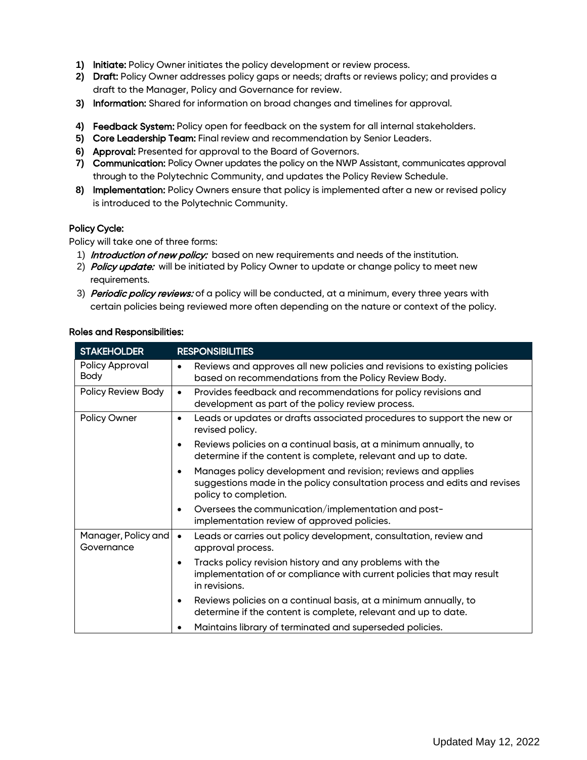1) **Initiate:** Policy Owner initiates the policy development or review process.
2) **Draft:** Policy Owner addresses policy gaps or needs; drafts or reviews policy; and provides a draft to the Manager, Policy and Governance for review.
3) **Information:** Shared for information on broad changes and timelines for approval.
4) **Feedback System:** Policy open for feedback on the system for all internal stakeholders.
5) **Core Leadership Team:** Final review and recommendation by Senior Leaders.
6) **Approval:** Presented for approval to the Board of Governors.
7) **Communication:** Policy Owner updates the policy on the NWP Assistant, communicates approval through to the Polytechnic Community, and updates the Policy Review Schedule.
8) **Implementation:** Policy Owners ensure that policy is implemented after a new or revised policy is introduced to the Polytechnic Community.

**Policy Cycle:**

Policy will take one of three forms:

1) ***Introduction of new policy:*** based on new requirements and needs of the institution.
2) ***Policy update:*** will be initiated by Policy Owner to update or change policy to meet new requirements.
3) ***Periodic policy reviews:*** of a policy will be conducted, at a minimum, every three years with certain policies being reviewed more often depending on the nature or context of the policy.

**Roles and Responsibilities:**

| STAKEHOLDER | RESPONSIBILITIES |
|---|---|
| Policy Approval Body | • Reviews and approves all new policies and revisions to existing policies based on recommendations from the Policy Review Body. |
| Policy Review Body | • Provides feedback and recommendations for policy revisions and development as part of the policy review process. |
| Policy Owner | • Leads or updates or drafts associated procedures to support the new or revised policy.<br>• Reviews policies on a continual basis, at a minimum annually, to determine if the content is complete, relevant and up to date.<br>• Manages policy development and revision; reviews and applies suggestions made in the policy consultation process and edits and revises policy to completion.<br>• Oversees the communication/implementation and post-implementation review of approved policies. |
| Manager, Policy and Governance | • Leads or carries out policy development, consultation, review and approval process.<br>• Tracks policy revision history and any problems with the implementation of or compliance with current policies that may result in revisions.<br>• Reviews policies on a continual basis, at a minimum annually, to determine if the content is complete, relevant and up to date.<br>• Maintains library of terminated and superseded policies. |

Updated May 12, 2022